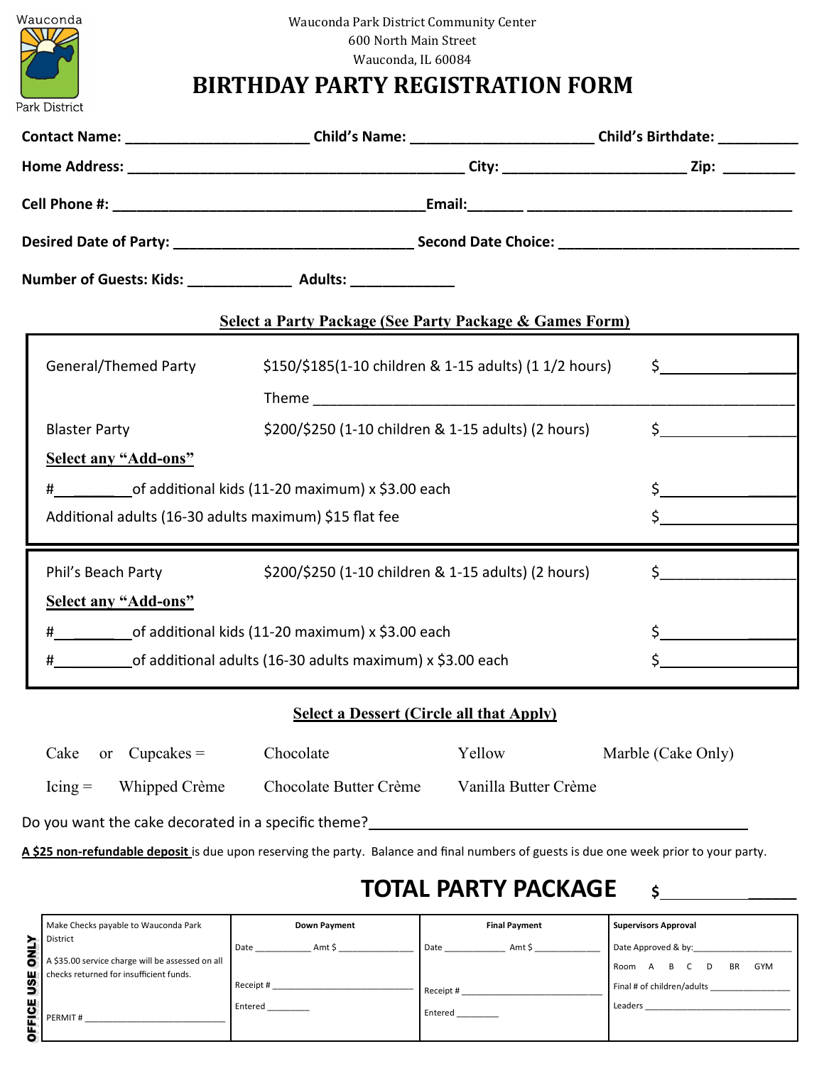Wauconda Park District

Wauconda Park District Community Center
600 North Main Street
Wauconda, IL 60084

# BIRTHDAY PARTY REGISTRATION FORM

**Contact Name:** ______________________ **Child's Name:** ______________________ **Child's Birthdate:** __________

**Home Address:** ________________________________________ **City:** ____________________ **Zip:** _________

**Cell Phone #:** _____________________________________ **Email:** _______________________________________

**Desired Date of Party:** ____________________________ **Second Date Choice:** ____________________________

**Number of Guests: Kids:** _____________ **Adults:** _____________

## Select a Party Package (See Party Package & Games Form)

| | | |
|---|---|---|
| General/Themed Party | $150/$185(1-10 children & 1-15 adults) (1 1/2 hours) | $__________ |
| | Theme ______________________________________ | |
| Blaster Party | $200/$250 (1-10 children & 1-15 adults) (2 hours) | $__________ |
| **Select any "Add-ons"** | | |
| #________of additional kids (11-20 maximum) x $3.00 each | | $__________ |
| Additional adults (16-30 adults maximum) $15 flat fee | | $__________ |

| | | |
|---|---|---|
| Phil's Beach Party | $200/$250 (1-10 children & 1-15 adults) (2 hours) | $__________ |
| **Select any "Add-ons"** | | |
| #________of additional kids (11-20 maximum) x $3.00 each | | $__________ |
| #________of additional adults (16-30 adults maximum) x $3.00 each | | $__________ |

## Select a Dessert (Circle all that Apply)

Cake or Cupcakes = Chocolate Yellow Marble (Cake Only)

Icing = Whipped Crème Chocolate Butter Crème Vanilla Butter Crème

Do you want the cake decorated in a specific theme?______________________________

**A $25 non-refundable deposit** is due upon reserving the party. Balance and final numbers of guests is due one week prior to your party.

## TOTAL PARTY PACKAGE $__________

**OFFICE USE ONLY**

| | Down Payment | Final Payment | Supervisors Approval |
|---|---|---|---|
| Make Checks payable to Wauconda Park District<br><br>A $35.00 service charge will be assessed on all checks returned for insufficient funds.<br><br>PERMIT # ____________ | Date ________ Amt $ ________<br><br>Receipt # ____________<br><br>Entered ________ | Date ________ Amt $ ________<br><br>Receipt # ____________<br><br>Entered ________ | Date Approved & by: ____________<br><br>Room A B C D BR GYM<br><br>Final # of children/adults ________<br><br>Leaders ____________ |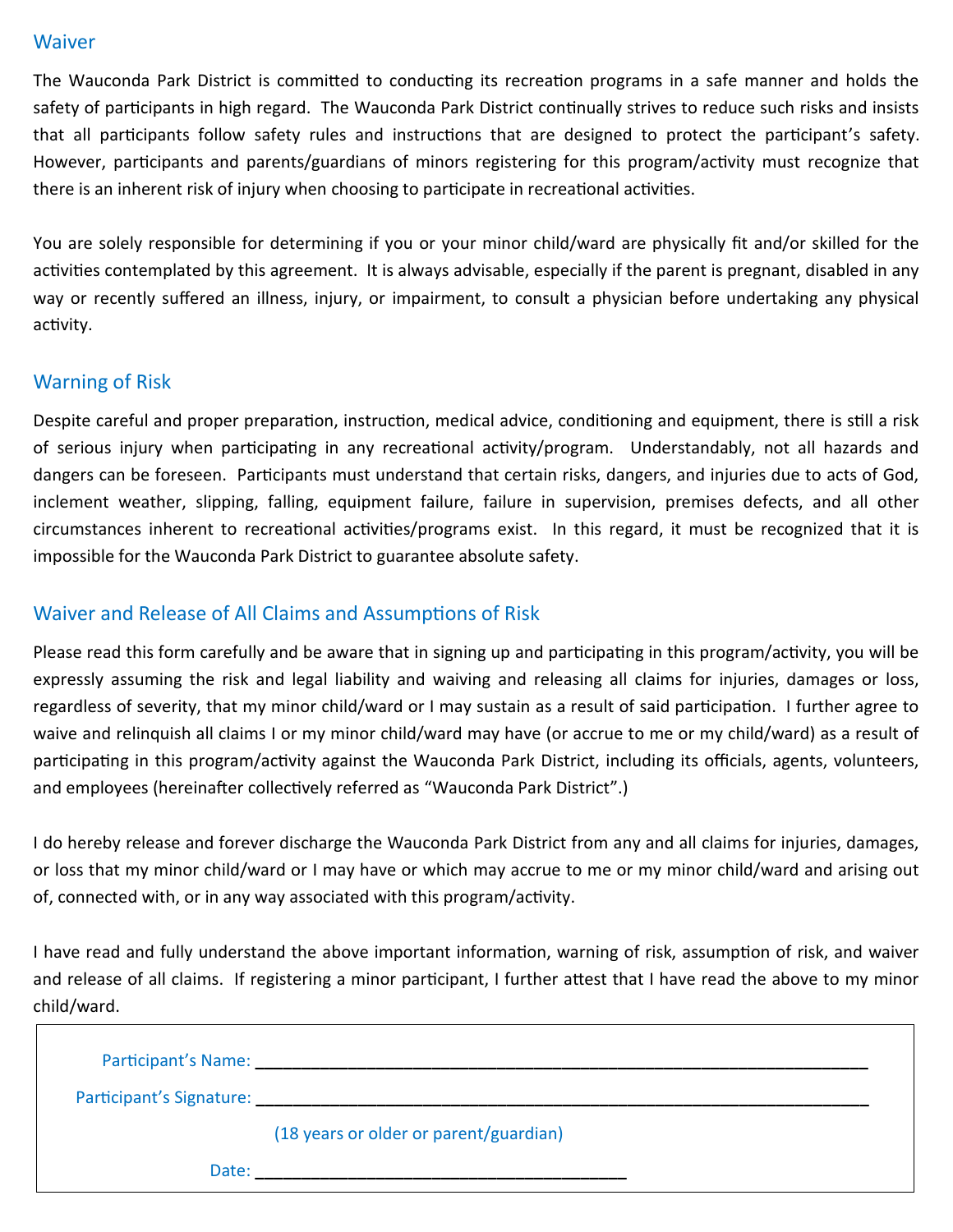## Waiver

The Wauconda Park District is committed to conducting its recreation programs in a safe manner and holds the safety of participants in high regard. The Wauconda Park District continually strives to reduce such risks and insists that all participants follow safety rules and instructions that are designed to protect the participant's safety. However, participants and parents/guardians of minors registering for this program/activity must recognize that there is an inherent risk of injury when choosing to participate in recreational activities.

You are solely responsible for determining if you or your minor child/ward are physically fit and/or skilled for the activities contemplated by this agreement. It is always advisable, especially if the parent is pregnant, disabled in any way or recently suffered an illness, injury, or impairment, to consult a physician before undertaking any physical activity.

## Warning of Risk

Despite careful and proper preparation, instruction, medical advice, conditioning and equipment, there is still a risk of serious injury when participating in any recreational activity/program. Understandably, not all hazards and dangers can be foreseen. Participants must understand that certain risks, dangers, and injuries due to acts of God, inclement weather, slipping, falling, equipment failure, failure in supervision, premises defects, and all other circumstances inherent to recreational activities/programs exist. In this regard, it must be recognized that it is impossible for the Wauconda Park District to guarantee absolute safety.

## Waiver and Release of All Claims and Assumptions of Risk

Please read this form carefully and be aware that in signing up and participating in this program/activity, you will be expressly assuming the risk and legal liability and waiving and releasing all claims for injuries, damages or loss, regardless of severity, that my minor child/ward or I may sustain as a result of said participation. I further agree to waive and relinquish all claims I or my minor child/ward may have (or accrue to me or my child/ward) as a result of participating in this program/activity against the Wauconda Park District, including its officials, agents, volunteers, and employees (hereinafter collectively referred as "Wauconda Park District".)

I do hereby release and forever discharge the Wauconda Park District from any and all claims for injuries, damages, or loss that my minor child/ward or I may have or which may accrue to me or my minor child/ward and arising out of, connected with, or in any way associated with this program/activity.

I have read and fully understand the above important information, warning of risk, assumption of risk, and waiver and release of all claims. If registering a minor participant, I further attest that I have read the above to my minor child/ward.

Participant's Name: ______________________________________________

Participant's Signature: ______________________________________________

(18 years or older or parent/guardian)

Date: ____________________________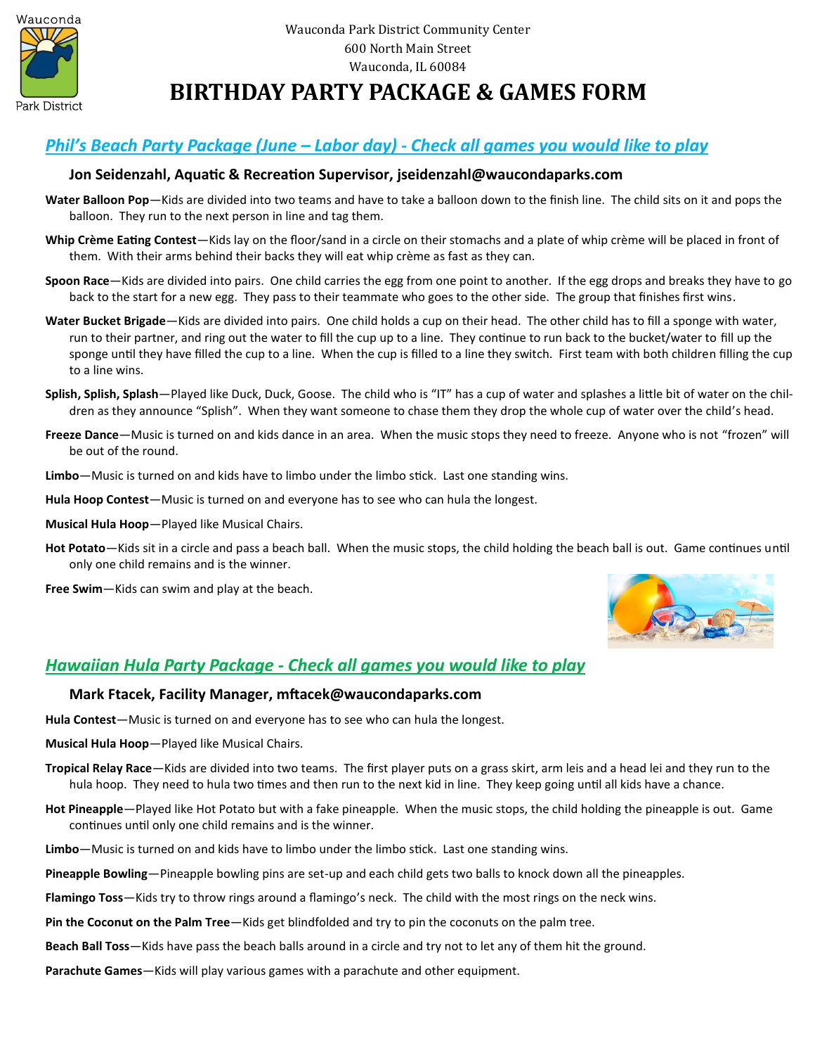Wauconda Park District Community Center
600 North Main Street
Wauconda, IL 60084

# BIRTHDAY PARTY PACKAGE & GAMES FORM

## *Phil's Beach Party Package (June – Labor day) - Check all games you would like to play*

**Jon Seidenzahl, Aquatic & Recreation Supervisor, jseidenzahl@waucondaparks.com**

**Water Balloon Pop**—Kids are divided into two teams and have to take a balloon down to the finish line. The child sits on it and pops the balloon. They run to the next person in line and tag them.

**Whip Crème Eating Contest**—Kids lay on the floor/sand in a circle on their stomachs and a plate of whip crème will be placed in front of them. With their arms behind their backs they will eat whip crème as fast as they can.

**Spoon Race**—Kids are divided into pairs. One child carries the egg from one point to another. If the egg drops and breaks they have to go back to the start for a new egg. They pass to their teammate who goes to the other side. The group that finishes first wins.

**Water Bucket Brigade**—Kids are divided into pairs. One child holds a cup on their head. The other child has to fill a sponge with water, run to their partner, and ring out the water to fill the cup up to a line. They continue to run back to the bucket/water to fill up the sponge until they have filled the cup to a line. When the cup is filled to a line they switch. First team with both children filling the cup to a line wins.

**Splish, Splish, Splash**—Played like Duck, Duck, Goose. The child who is "IT" has a cup of water and splashes a little bit of water on the children as they announce "Splish". When they want someone to chase them they drop the whole cup of water over the child's head.

**Freeze Dance**—Music is turned on and kids dance in an area. When the music stops they need to freeze. Anyone who is not "frozen" will be out of the round.

**Limbo**—Music is turned on and kids have to limbo under the limbo stick. Last one standing wins.

**Hula Hoop Contest**—Music is turned on and everyone has to see who can hula the longest.

**Musical Hula Hoop**—Played like Musical Chairs.

**Hot Potato**—Kids sit in a circle and pass a beach ball. When the music stops, the child holding the beach ball is out. Game continues until only one child remains and is the winner.

**Free Swim**—Kids can swim and play at the beach.

## *Hawaiian Hula Party Package - Check all games you would like to play*

**Mark Ftacek, Facility Manager, mftacek@waucondaparks.com**

**Hula Contest**—Music is turned on and everyone has to see who can hula the longest.

**Musical Hula Hoop**—Played like Musical Chairs.

**Tropical Relay Race**—Kids are divided into two teams. The first player puts on a grass skirt, arm leis and a head lei and they run to the hula hoop. They need to hula two times and then run to the next kid in line. They keep going until all kids have a chance.

**Hot Pineapple**—Played like Hot Potato but with a fake pineapple. When the music stops, the child holding the pineapple is out. Game continues until only one child remains and is the winner.

**Limbo**—Music is turned on and kids have to limbo under the limbo stick. Last one standing wins.

**Pineapple Bowling**—Pineapple bowling pins are set-up and each child gets two balls to knock down all the pineapples.

**Flamingo Toss**—Kids try to throw rings around a flamingo's neck. The child with the most rings on the neck wins.

**Pin the Coconut on the Palm Tree**—Kids get blindfolded and try to pin the coconuts on the palm tree.

**Beach Ball Toss**—Kids have pass the beach balls around in a circle and try not to let any of them hit the ground.

**Parachute Games**—Kids will play various games with a parachute and other equipment.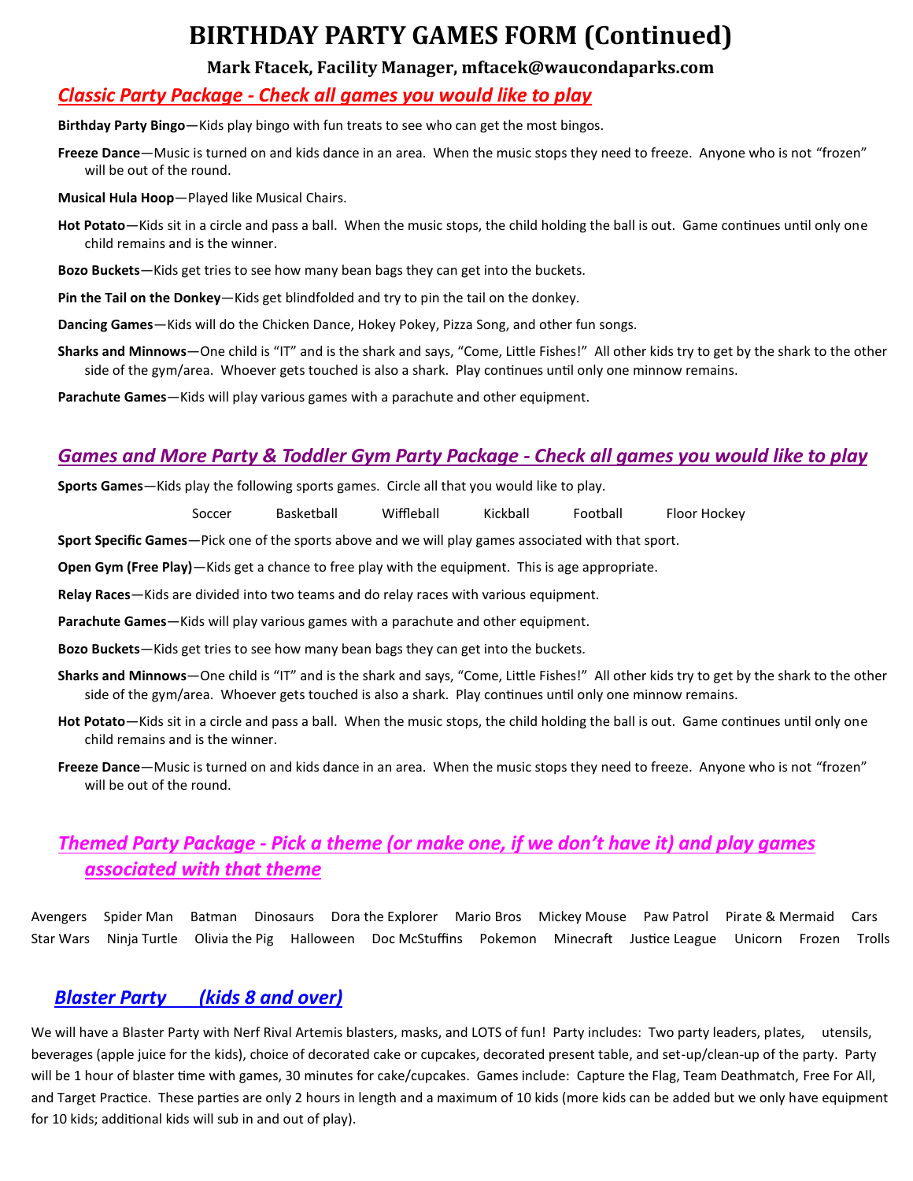# BIRTHDAY PARTY GAMES FORM (Continued)

**Mark Ftacek, Facility Manager, mftacek@waucondaparks.com**

## *Classic Party Package - Check all games you would like to play*

**Birthday Party Bingo**—Kids play bingo with fun treats to see who can get the most bingos.

**Freeze Dance**—Music is turned on and kids dance in an area. When the music stops they need to freeze. Anyone who is not "frozen" will be out of the round.

**Musical Hula Hoop**—Played like Musical Chairs.

**Hot Potato**—Kids sit in a circle and pass a ball. When the music stops, the child holding the ball is out. Game continues until only one child remains and is the winner.

**Bozo Buckets**—Kids get tries to see how many bean bags they can get into the buckets.

**Pin the Tail on the Donkey**—Kids get blindfolded and try to pin the tail on the donkey.

**Dancing Games**—Kids will do the Chicken Dance, Hokey Pokey, Pizza Song, and other fun songs.

**Sharks and Minnows**—One child is "IT" and is the shark and says, "Come, Little Fishes!" All other kids try to get by the shark to the other side of the gym/area. Whoever gets touched is also a shark. Play continues until only one minnow remains.

**Parachute Games**—Kids will play various games with a parachute and other equipment.

## *Games and More Party & Toddler Gym Party Package - Check all games you would like to play*

**Sports Games**—Kids play the following sports games. Circle all that you would like to play.

Soccer   Basketball   Wiffleball   Kickball   Football   Floor Hockey

**Sport Specific Games**—Pick one of the sports above and we will play games associated with that sport.

**Open Gym (Free Play)**—Kids get a chance to free play with the equipment. This is age appropriate.

**Relay Races**—Kids are divided into two teams and do relay races with various equipment.

**Parachute Games**—Kids will play various games with a parachute and other equipment.

**Bozo Buckets**—Kids get tries to see how many bean bags they can get into the buckets.

**Sharks and Minnows**—One child is "IT" and is the shark and says, "Come, Little Fishes!" All other kids try to get by the shark to the other side of the gym/area. Whoever gets touched is also a shark. Play continues until only one minnow remains.

**Hot Potato**—Kids sit in a circle and pass a ball. When the music stops, the child holding the ball is out. Game continues until only one child remains and is the winner.

**Freeze Dance**—Music is turned on and kids dance in an area. When the music stops they need to freeze. Anyone who is not "frozen" will be out of the round.

## *Themed Party Package - Pick a theme (or make one, if we don't have it) and play games associated with that theme*

Avengers   Spider Man   Batman   Dinosaurs   Dora the Explorer   Mario Bros   Mickey Mouse   Paw Patrol   Pirate & Mermaid   Cars
Star Wars   Ninja Turtle   Olivia the Pig   Halloween   Doc McStuffins   Pokemon   Minecraft   Justice League   Unicorn   Frozen   Trolls

## *Blaster Party (kids 8 and over)*

We will have a Blaster Party with Nerf Rival Artemis blasters, masks, and LOTS of fun! Party includes: Two party leaders, plates, utensils, beverages (apple juice for the kids), choice of decorated cake or cupcakes, decorated present table, and set-up/clean-up of the party. Party will be 1 hour of blaster time with games, 30 minutes for cake/cupcakes. Games include: Capture the Flag, Team Deathmatch, Free For All, and Target Practice. These parties are only 2 hours in length and a maximum of 10 kids (more kids can be added but we only have equipment for 10 kids; additional kids will sub in and out of play).